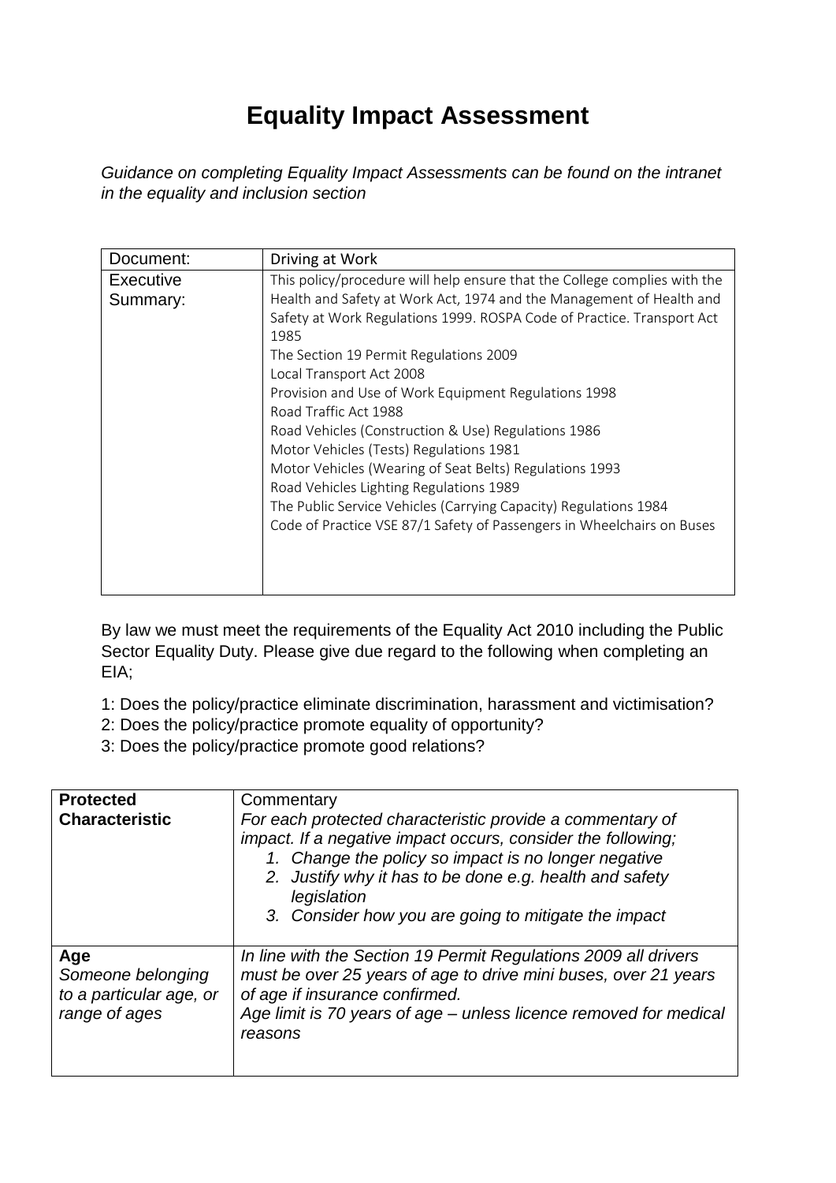# Equality Impact Assessment

*Guidance on completing Equality Impact Assessments can be found on the intranet in the equality and inclusion section*

| Document: | Driving at Work |
|---|---|
| Executive Summary: | This policy/procedure will help ensure that the College complies with the Health and Safety at Work Act, 1974 and the Management of Health and Safety at Work Regulations 1999. ROSPA Code of Practice. Transport Act 1985<br>The Section 19 Permit Regulations 2009<br>Local Transport Act 2008<br>Provision and Use of Work Equipment Regulations 1998<br>Road Traffic Act 1988<br>Road Vehicles (Construction & Use) Regulations 1986<br>Motor Vehicles (Tests) Regulations 1981<br>Motor Vehicles (Wearing of Seat Belts) Regulations 1993<br>Road Vehicles Lighting Regulations 1989<br>The Public Service Vehicles (Carrying Capacity) Regulations 1984<br>Code of Practice VSE 87/1 Safety of Passengers in Wheelchairs on Buses |

By law we must meet the requirements of the Equality Act 2010 including the Public Sector Equality Duty. Please give due regard to the following when completing an EIA;

1: Does the policy/practice eliminate discrimination, harassment and victimisation?
2: Does the policy/practice promote equality of opportunity?
3: Does the policy/practice promote good relations?

| **Protected Characteristic** | Commentary<br>*For each protected characteristic provide a commentary of impact. If a negative impact occurs, consider the following;*<br>*1. Change the policy so impact is no longer negative*<br>*2. Justify why it has to be done e.g. health and safety legislation*<br>*3. Consider how you are going to mitigate the impact* |
|---|---|
| **Age**<br>*Someone belonging to a particular age, or range of ages* | *In line with the Section 19 Permit Regulations 2009 all drivers must be over 25 years of age to drive mini buses, over 21 years of age if insurance confirmed.*<br>*Age limit is 70 years of age – unless licence removed for medical reasons* |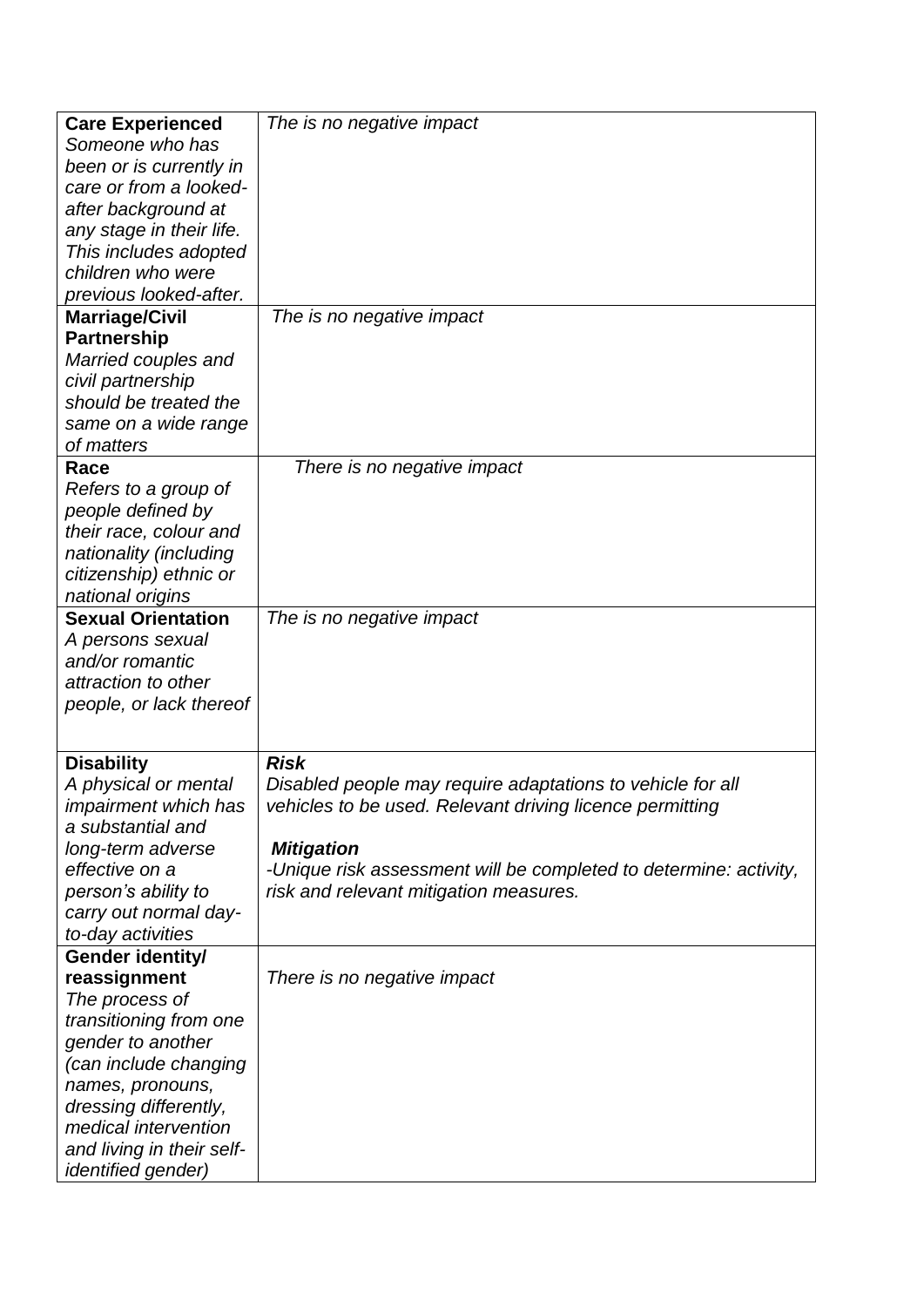| | |
|---|---|
| **Care Experienced** *Someone who has been or is currently in care or from a looked-after background at any stage in their life. This includes adopted children who were previous looked-after.* | *The is no negative impact* |
| **Marriage/Civil Partnership** *Married couples and civil partnership should be treated the same on a wide range of matters* | *The is no negative impact* |
| **Race** *Refers to a group of people defined by their race, colour and nationality (including citizenship) ethnic or national origins* | *There is no negative impact* |
| **Sexual Orientation** *A persons sexual and/or romantic attraction to other people, or lack thereof* | *The is no negative impact* |
| **Disability** *A physical or mental impairment which has a substantial and long-term adverse effective on a person's ability to carry out normal day-to-day activities* | ***Risk*** <br> *Disabled people may require adaptations to vehicle for all vehicles to be used. Relevant driving licence permitting* <br><br> ***Mitigation*** <br> *-Unique risk assessment will be completed to determine: activity, risk and relevant mitigation measures.* |
| **Gender identity/ reassignment** *The process of transitioning from one gender to another (can include changing names, pronouns, dressing differently, medical intervention and living in their self-identified gender)* | *There is no negative impact* |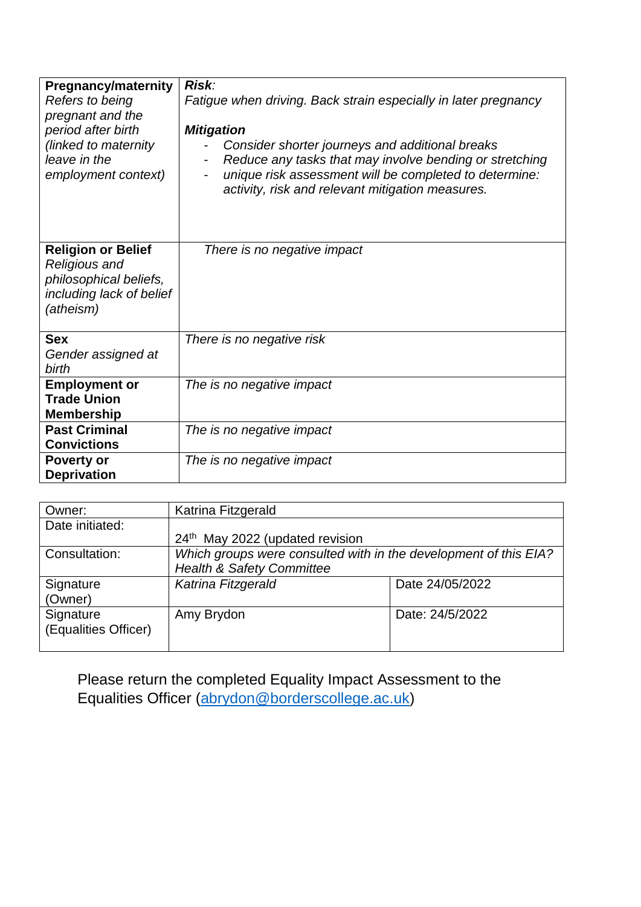| | |
|---|---|
| **Pregnancy/maternity** *Refers to being pregnant and the period after birth (linked to maternity leave in the employment context)* | ***Risk****:* *Fatigue when driving. Back strain especially in later pregnancy* ***Mitigation*** <br>- *Consider shorter journeys and additional breaks* <br>- *Reduce any tasks that may involve bending or stretching* <br>- *unique risk assessment will be completed to determine: activity, risk and relevant mitigation measures.* |
| **Religion or Belief** *Religious and philosophical beliefs, including lack of belief (atheism)* | *There is no negative impact* |
| **Sex** *Gender assigned at birth* | *There is no negative risk* |
| **Employment or Trade Union Membership** | *The is no negative impact* |
| **Past Criminal Convictions** | *The is no negative impact* |
| **Poverty or Deprivation** | *The is no negative impact* |

| | | |
|---|---|---|
| Owner: | Katrina Fitzgerald | |
| Date initiated: | 24th May 2022 (updated revision | |
| Consultation: | *Which groups were consulted with in the development of this EIA?* *Health & Safety Committee* | |
| Signature (Owner) | *Katrina Fitzgerald* | Date 24/05/2022 |
| Signature (Equalities Officer) | Amy Brydon | Date: 24/5/2022 |

Please return the completed Equality Impact Assessment to the Equalities Officer (abrydon@borderscollege.ac.uk)